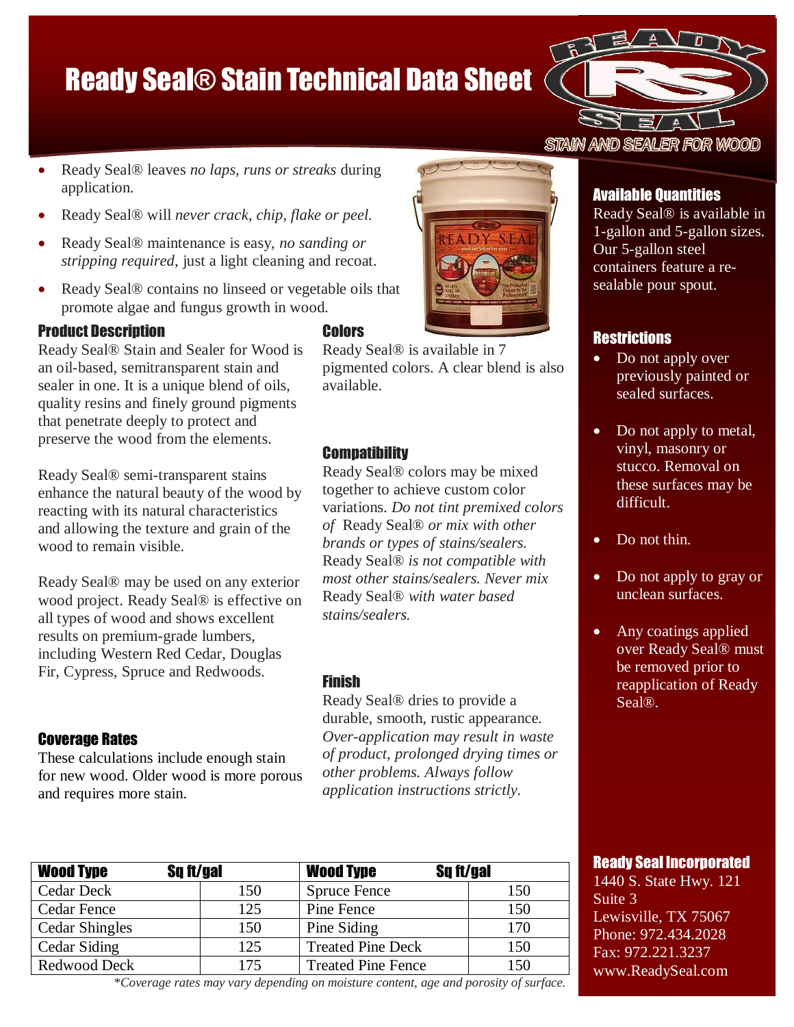# Ready Seal® Stain Technical Data Sheet

STAIN AND SEALER FOR WOOD

- Ready Seal® leaves *no laps, runs or streaks* during application.
- Ready Seal® will *never crack, chip, flake or peel.*
- Ready Seal® maintenance is easy, *no sanding or stripping required,* just a light cleaning and recoat.
- Ready Seal® contains no linseed or vegetable oils that promote algae and fungus growth in wood.

## Product Description

Ready Seal® Stain and Sealer for Wood is an oil-based, semitransparent stain and sealer in one. It is a unique blend of oils, quality resins and finely ground pigments that penetrate deeply to protect and preserve the wood from the elements.

Ready Seal® semi-transparent stains enhance the natural beauty of the wood by reacting with its natural characteristics and allowing the texture and grain of the wood to remain visible.

Ready Seal® may be used on any exterior wood project. Ready Seal® is effective on all types of wood and shows excellent results on premium-grade lumbers, including Western Red Cedar, Douglas Fir, Cypress, Spruce and Redwoods.

## Coverage Rates

These calculations include enough stain for new wood. Older wood is more porous and requires more stain.

## Colors

Ready Seal® is available in 7 pigmented colors. A clear blend is also available.

## Compatibility

Ready Seal® colors may be mixed together to achieve custom color variations. *Do not tint premixed colors of* Ready Seal® *or mix with other brands or types of stains/sealers.* Ready Seal® *is not compatible with most other stains/sealers. Never mix* Ready Seal® *with water based stains/sealers.*

## Finish

Ready Seal® dries to provide a durable, smooth, rustic appearance. *Over-application may result in waste of product, prolonged drying times or other problems. Always follow application instructions strictly.*

| Wood Type | Sq ft/gal | Wood Type | Sq ft/gal |
|---|---|---|---|
| Cedar Deck | 150 | Spruce Fence | 150 |
| Cedar Fence | 125 | Pine Fence | 150 |
| Cedar Shingles | 150 | Pine Siding | 170 |
| Cedar Siding | 125 | Treated Pine Deck | 150 |
| Redwood Deck | 175 | Treated Pine Fence | 150 |

*\*Coverage rates may vary depending on moisture content, age and porosity of surface.*

## Available Quantities

Ready Seal® is available in 1-gallon and 5-gallon sizes. Our 5-gallon steel containers feature a re-sealable pour spout.

## Restrictions

- Do not apply over previously painted or sealed surfaces.
- Do not apply to metal, vinyl, masonry or stucco. Removal on these surfaces may be difficult.
- Do not thin.
- Do not apply to gray or unclean surfaces.
- Any coatings applied over Ready Seal® must be removed prior to reapplication of Ready Seal®.

## Ready Seal Incorporated

1440 S. State Hwy. 121
Suite 3
Lewisville, TX 75067
Phone: 972.434.2028
Fax: 972.221.3237
www.ReadySeal.com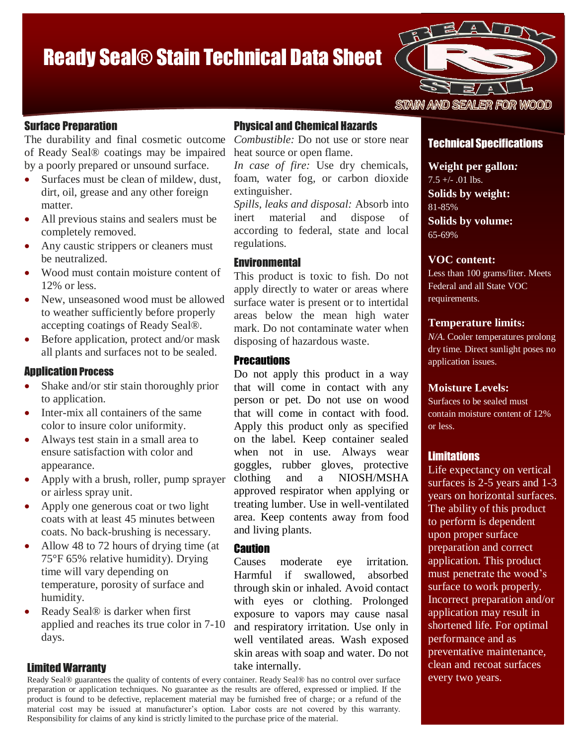# Ready Seal® Stain Technical Data Sheet

STAIN AND SEALER FOR WOOD

## Surface Preparation

The durability and final cosmetic outcome of Ready Seal® coatings may be impaired by a poorly prepared or unsound surface.

- Surfaces must be clean of mildew, dust, dirt, oil, grease and any other foreign matter.
- All previous stains and sealers must be completely removed.
- Any caustic strippers or cleaners must be neutralized.
- Wood must contain moisture content of 12% or less.
- New, unseasoned wood must be allowed to weather sufficiently before properly accepting coatings of Ready Seal®.
- Before application, protect and/or mask all plants and surfaces not to be sealed.

## Application Process

- Shake and/or stir stain thoroughly prior to application.
- Inter-mix all containers of the same color to insure color uniformity.
- Always test stain in a small area to ensure satisfaction with color and appearance.
- Apply with a brush, roller, pump sprayer or airless spray unit.
- Apply one generous coat or two light coats with at least 45 minutes between coats. No back-brushing is necessary.
- Allow 48 to 72 hours of drying time (at 75°F 65% relative humidity). Drying time will vary depending on temperature, porosity of surface and humidity.
- Ready Seal® is darker when first applied and reaches its true color in 7-10 days.

## Physical and Chemical Hazards

*Combustible:* Do not use or store near heat source or open flame.

*In case of fire:* Use dry chemicals, foam, water fog, or carbon dioxide extinguisher.

*Spills, leaks and disposal:* Absorb into inert material and dispose of according to federal, state and local regulations.

## Environmental

This product is toxic to fish. Do not apply directly to water or areas where surface water is present or to intertidal areas below the mean high water mark. Do not contaminate water when disposing of hazardous waste.

## Precautions

Do not apply this product in a way that will come in contact with any person or pet. Do not use on wood that will come in contact with food. Apply this product only as specified on the label. Keep container sealed when not in use. Always wear goggles, rubber gloves, protective clothing and a NIOSH/MSHA approved respirator when applying or treating lumber. Use in well-ventilated area. Keep contents away from food and living plants.

## Caution

Causes moderate eye irritation. Harmful if swallowed, absorbed through skin or inhaled. Avoid contact with eyes or clothing. Prolonged exposure to vapors may cause nasal and respiratory irritation. Use only in well ventilated areas. Wash exposed skin areas with soap and water. Do not take internally.

## Technical Specifications

**Weight per gallon:**
7.5 +/- .01 lbs.

**Solids by weight:**
81-85%

**Solids by volume:**
65-69%

**VOC content:**
Less than 100 grams/liter. Meets Federal and all State VOC requirements.

**Temperature limits:**
*N/A.* Cooler temperatures prolong dry time. Direct sunlight poses no application issues.

**Moisture Levels:**
Surfaces to be sealed must contain moisture content of 12% or less.

## Limitations

Life expectancy on vertical surfaces is 2-5 years and 1-3 years on horizontal surfaces. The ability of this product to perform is dependent upon proper surface preparation and correct application. This product must penetrate the wood's surface to work properly. Incorrect preparation and/or application may result in shortened life. For optimal performance and as preventative maintenance, clean and recoat surfaces every two years.

## Limited Warranty

Ready Seal® guarantees the quality of contents of every container. Ready Seal® has no control over surface preparation or application techniques. No guarantee as the results are offered, expressed or implied. If the product is found to be defective, replacement material may be furnished free of charge; or a refund of the material cost may be issued at manufacturer's option. Labor costs are not covered by this warranty. Responsibility for claims of any kind is strictly limited to the purchase price of the material.